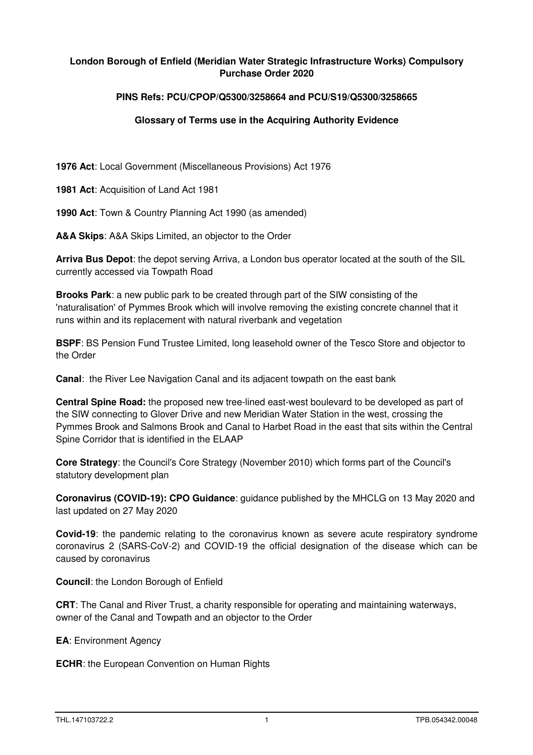**London Borough of Enfield (Meridian Water Strategic Infrastructure Works) Compulsory Purchase Order 2020**

**PINS Refs: PCU/CPOP/Q5300/3258664 and PCU/S19/Q5300/3258665**

**Glossary of Terms use in the Acquiring Authority Evidence**

**1976 Act**: Local Government (Miscellaneous Provisions) Act 1976

**1981 Act**: Acquisition of Land Act 1981

**1990 Act**: Town & Country Planning Act 1990 (as amended)

**A&A Skips**: A&A Skips Limited, an objector to the Order

**Arriva Bus Depot**: the depot serving Arriva, a London bus operator located at the south of the SIL currently accessed via Towpath Road

**Brooks Park**: a new public park to be created through part of the SIW consisting of the 'naturalisation' of Pymmes Brook which will involve removing the existing concrete channel that it runs within and its replacement with natural riverbank and vegetation

**BSPF**: BS Pension Fund Trustee Limited, long leasehold owner of the Tesco Store and objector to the Order

**Canal**: the River Lee Navigation Canal and its adjacent towpath on the east bank

**Central Spine Road:** the proposed new tree-lined east-west boulevard to be developed as part of the SIW connecting to Glover Drive and new Meridian Water Station in the west, crossing the Pymmes Brook and Salmons Brook and Canal to Harbet Road in the east that sits within the Central Spine Corridor that is identified in the ELAAP

**Core Strategy**: the Council's Core Strategy (November 2010) which forms part of the Council's statutory development plan

**Coronavirus (COVID-19): CPO Guidance**: guidance published by the MHCLG on 13 May 2020 and last updated on 27 May 2020

**Covid-19**: the pandemic relating to the coronavirus known as severe acute respiratory syndrome coronavirus 2 (SARS-CoV-2) and COVID-19 the official designation of the disease which can be caused by coronavirus

**Council**: the London Borough of Enfield

**CRT**: The Canal and River Trust, a charity responsible for operating and maintaining waterways, owner of the Canal and Towpath and an objector to the Order

**EA**: Environment Agency

**ECHR**: the European Convention on Human Rights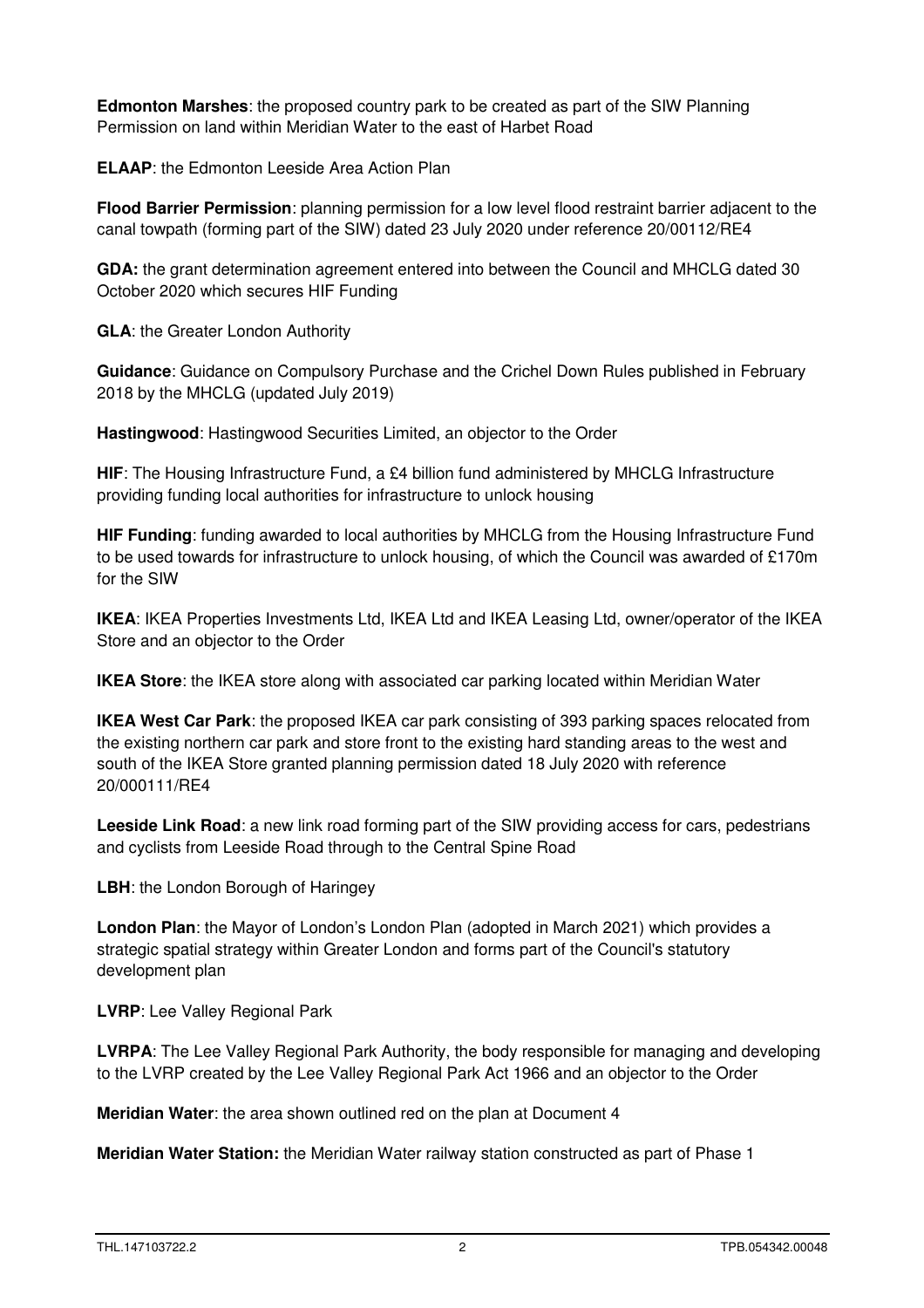**Edmonton Marshes**: the proposed country park to be created as part of the SIW Planning Permission on land within Meridian Water to the east of Harbet Road

**ELAAP**: the Edmonton Leeside Area Action Plan

**Flood Barrier Permission**: planning permission for a low level flood restraint barrier adjacent to the canal towpath (forming part of the SIW) dated 23 July 2020 under reference 20/00112/RE4

**GDA:** the grant determination agreement entered into between the Council and MHCLG dated 30 October 2020 which secures HIF Funding

**GLA**: the Greater London Authority

**Guidance**: Guidance on Compulsory Purchase and the Crichel Down Rules published in February 2018 by the MHCLG (updated July 2019)

**Hastingwood**: Hastingwood Securities Limited, an objector to the Order

**HIF**: The Housing Infrastructure Fund, a £4 billion fund administered by MHCLG Infrastructure providing funding local authorities for infrastructure to unlock housing

**HIF Funding**: funding awarded to local authorities by MHCLG from the Housing Infrastructure Fund to be used towards for infrastructure to unlock housing, of which the Council was awarded of £170m for the SIW

**IKEA**: IKEA Properties Investments Ltd, IKEA Ltd and IKEA Leasing Ltd, owner/operator of the IKEA Store and an objector to the Order

**IKEA Store**: the IKEA store along with associated car parking located within Meridian Water

**IKEA West Car Park**: the proposed IKEA car park consisting of 393 parking spaces relocated from the existing northern car park and store front to the existing hard standing areas to the west and south of the IKEA Store granted planning permission dated 18 July 2020 with reference 20/000111/RE4

**Leeside Link Road**: a new link road forming part of the SIW providing access for cars, pedestrians and cyclists from Leeside Road through to the Central Spine Road

**LBH**: the London Borough of Haringey

**London Plan**: the Mayor of London's London Plan (adopted in March 2021) which provides a strategic spatial strategy within Greater London and forms part of the Council's statutory development plan

**LVRP**: Lee Valley Regional Park

**LVRPA**: The Lee Valley Regional Park Authority, the body responsible for managing and developing to the LVRP created by the Lee Valley Regional Park Act 1966 and an objector to the Order

**Meridian Water**: the area shown outlined red on the plan at Document 4

**Meridian Water Station:** the Meridian Water railway station constructed as part of Phase 1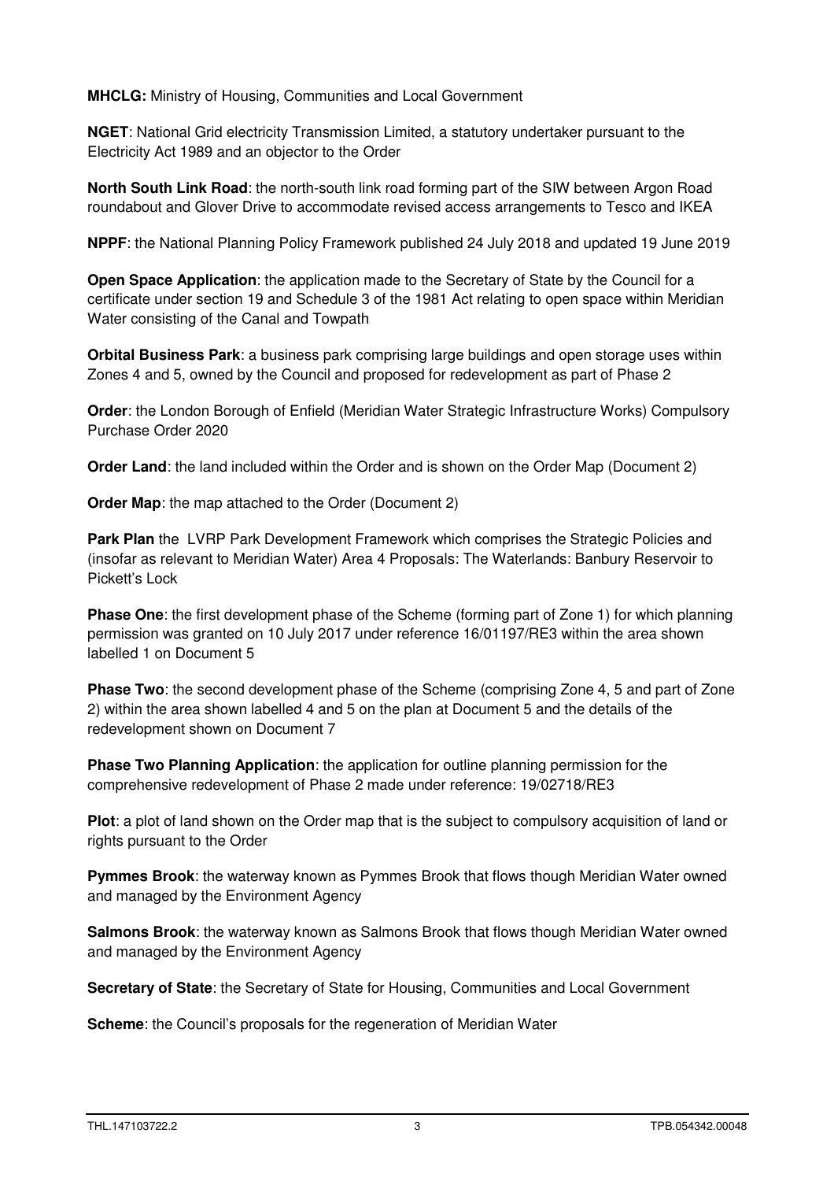**MHCLG:** Ministry of Housing, Communities and Local Government

**NGET**: National Grid electricity Transmission Limited, a statutory undertaker pursuant to the Electricity Act 1989 and an objector to the Order

**North South Link Road**: the north-south link road forming part of the SIW between Argon Road roundabout and Glover Drive to accommodate revised access arrangements to Tesco and IKEA

**NPPF**: the National Planning Policy Framework published 24 July 2018 and updated 19 June 2019

**Open Space Application**: the application made to the Secretary of State by the Council for a certificate under section 19 and Schedule 3 of the 1981 Act relating to open space within Meridian Water consisting of the Canal and Towpath

**Orbital Business Park**: a business park comprising large buildings and open storage uses within Zones 4 and 5, owned by the Council and proposed for redevelopment as part of Phase 2

**Order**: the London Borough of Enfield (Meridian Water Strategic Infrastructure Works) Compulsory Purchase Order 2020

**Order Land**: the land included within the Order and is shown on the Order Map (Document 2)

**Order Map**: the map attached to the Order (Document 2)

**Park Plan** the LVRP Park Development Framework which comprises the Strategic Policies and (insofar as relevant to Meridian Water) Area 4 Proposals: The Waterlands: Banbury Reservoir to Pickett's Lock

**Phase One**: the first development phase of the Scheme (forming part of Zone 1) for which planning permission was granted on 10 July 2017 under reference 16/01197/RE3 within the area shown labelled 1 on Document 5

**Phase Two**: the second development phase of the Scheme (comprising Zone 4, 5 and part of Zone 2) within the area shown labelled 4 and 5 on the plan at Document 5 and the details of the redevelopment shown on Document 7

**Phase Two Planning Application**: the application for outline planning permission for the comprehensive redevelopment of Phase 2 made under reference: 19/02718/RE3

**Plot**: a plot of land shown on the Order map that is the subject to compulsory acquisition of land or rights pursuant to the Order

**Pymmes Brook**: the waterway known as Pymmes Brook that flows though Meridian Water owned and managed by the Environment Agency

**Salmons Brook**: the waterway known as Salmons Brook that flows though Meridian Water owned and managed by the Environment Agency

**Secretary of State**: the Secretary of State for Housing, Communities and Local Government

**Scheme**: the Council's proposals for the regeneration of Meridian Water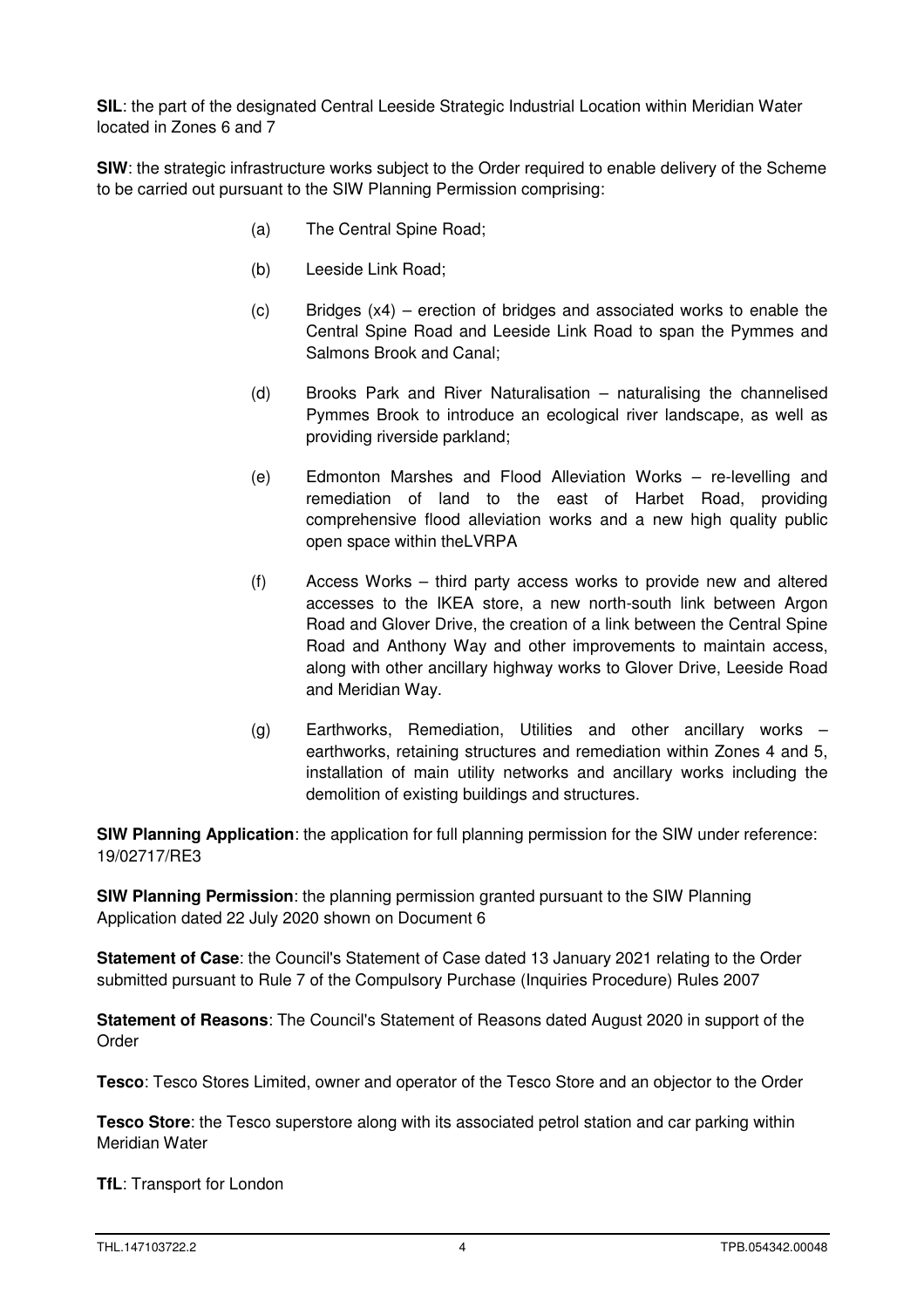**SIL**: the part of the designated Central Leeside Strategic Industrial Location within Meridian Water located in Zones 6 and 7

**SIW**: the strategic infrastructure works subject to the Order required to enable delivery of the Scheme to be carried out pursuant to the SIW Planning Permission comprising:

(a) The Central Spine Road;

(b) Leeside Link Road;

(c) Bridges (x4) – erection of bridges and associated works to enable the Central Spine Road and Leeside Link Road to span the Pymmes and Salmons Brook and Canal;

(d) Brooks Park and River Naturalisation – naturalising the channelised Pymmes Brook to introduce an ecological river landscape, as well as providing riverside parkland;

(e) Edmonton Marshes and Flood Alleviation Works – re-levelling and remediation of land to the east of Harbet Road, providing comprehensive flood alleviation works and a new high quality public open space within theLVRPA

(f) Access Works – third party access works to provide new and altered accesses to the IKEA store, a new north-south link between Argon Road and Glover Drive, the creation of a link between the Central Spine Road and Anthony Way and other improvements to maintain access, along with other ancillary highway works to Glover Drive, Leeside Road and Meridian Way.

(g) Earthworks, Remediation, Utilities and other ancillary works – earthworks, retaining structures and remediation within Zones 4 and 5, installation of main utility networks and ancillary works including the demolition of existing buildings and structures.

**SIW Planning Application**: the application for full planning permission for the SIW under reference: 19/02717/RE3

**SIW Planning Permission**: the planning permission granted pursuant to the SIW Planning Application dated 22 July 2020 shown on Document 6

**Statement of Case**: the Council's Statement of Case dated 13 January 2021 relating to the Order submitted pursuant to Rule 7 of the Compulsory Purchase (Inquiries Procedure) Rules 2007

**Statement of Reasons**: The Council's Statement of Reasons dated August 2020 in support of the Order

**Tesco**: Tesco Stores Limited, owner and operator of the Tesco Store and an objector to the Order

**Tesco Store**: the Tesco superstore along with its associated petrol station and car parking within Meridian Water

**TfL**: Transport for London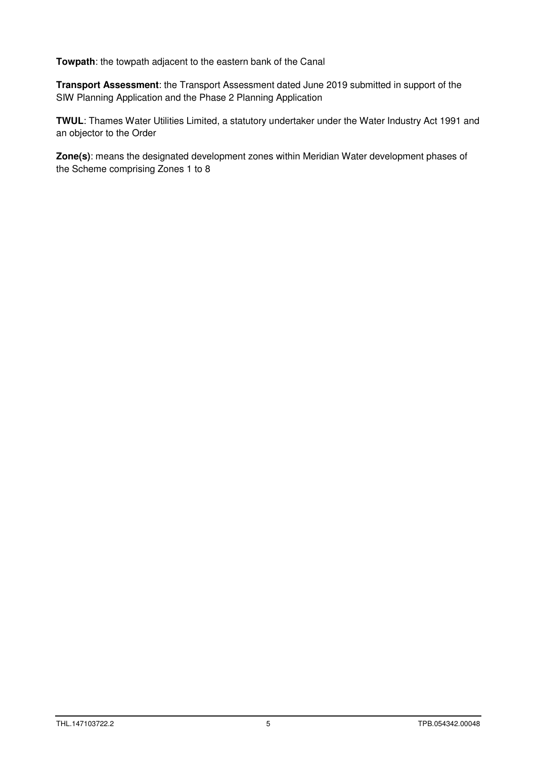**Towpath**: the towpath adjacent to the eastern bank of the Canal

**Transport Assessment**: the Transport Assessment dated June 2019 submitted in support of the SIW Planning Application and the Phase 2 Planning Application

**TWUL**: Thames Water Utilities Limited, a statutory undertaker under the Water Industry Act 1991 and an objector to the Order

**Zone(s)**: means the designated development zones within Meridian Water development phases of the Scheme comprising Zones 1 to 8